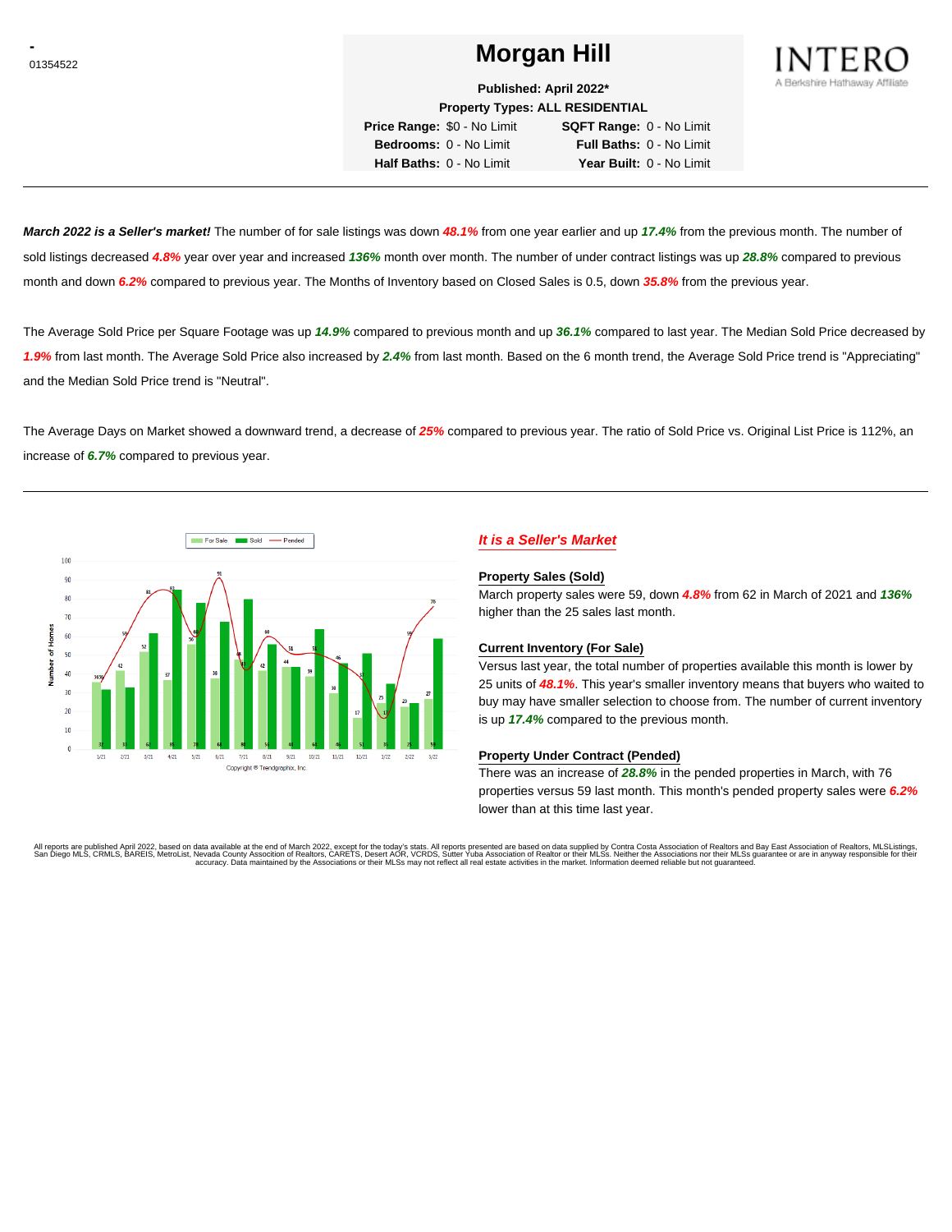-
01354522

# Morgan Hill

INTERO
A Berkshire Hathaway Affiliate

**Published: April 2022***

**Property Types: ALL RESIDENTIAL**

**Price Range:** $0 - No Limit **SQFT Range:** 0 - No Limit
**Bedrooms:** 0 - No Limit **Full Baths:** 0 - No Limit
**Half Baths:** 0 - No Limit **Year Built:** 0 - No Limit

---

***March 2022 is a Seller's market!*** The number of for sale listings was down ***48.1%*** from one year earlier and up ***17.4%*** from the previous month. The number of sold listings decreased ***4.8%*** year over year and increased ***136%*** month over month. The number of under contract listings was up ***28.8%*** compared to previous month and down ***6.2%*** compared to previous year. The Months of Inventory based on Closed Sales is 0.5, down ***35.8%*** from the previous year.

The Average Sold Price per Square Footage was up ***14.9%*** compared to previous month and up ***36.1%*** compared to last year. The Median Sold Price decreased by ***1.9%*** from last month. The Average Sold Price also increased by ***2.4%*** from last month. Based on the 6 month trend, the Average Sold Price trend is "Appreciating" and the Median Sold Price trend is "Neutral".

The Average Days on Market showed a downward trend, a decrease of ***25%*** compared to previous year. The ratio of Sold Price vs. Original List Price is 112%, an increase of ***6.7%*** compared to previous year.

---

## *It is a Seller's Market*

### Property Sales (Sold)

March property sales were 59, down ***4.8%*** from 62 in March of 2021 and ***136%*** higher than the 25 sales last month.

### Current Inventory (For Sale)

Versus last year, the total number of properties available this month is lower by 25 units of ***48.1%***. This year's smaller inventory means that buyers who waited to buy may have smaller selection to choose from. The number of current inventory is up ***17.4%*** compared to the previous month.

### Property Under Contract (Pended)

There was an increase of ***28.8%*** in the pended properties in March, with 76 properties versus 59 last month. This month's pended property sales were ***6.2%*** lower than at this time last year.

All reports are published April 2022, based on data available at the end of March 2022, except for the today's stats. All reports presented are based on data supplied by Contra Costa Association of Realtors and Bay East Association of Realtors, MLSListings, San Diego MLS, CRMLS, BAREIS, MetroList, Nevada County Association of Realtors, CARETS, Desert AOR, VCRDS, Sutter Yuba Association of Realtor or their MLSs. Neither the Associations nor their MLSs guarantee or are in anyway responsible for their accuracy. Data maintained by the Associations or their MLSs may not reflect all real estate activities in the market. Information deemed reliable but not guaranteed.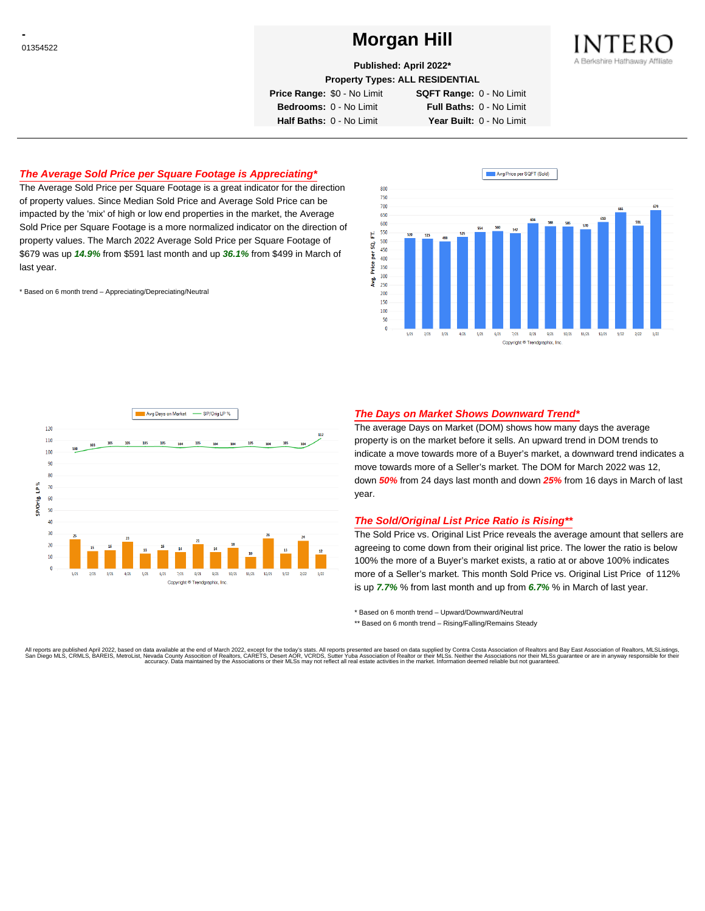-
01354522

# Morgan Hill

**Published: April 2022***

**Property Types: ALL RESIDENTIAL**

**Price Range:** $0 - No Limit **SQFT Range:** 0 - No Limit
**Bedrooms:** 0 - No Limit **Full Baths:** 0 - No Limit
**Half Baths:** 0 - No Limit **Year Built:** 0 - No Limit

INTERO
A Berkshire Hathaway Affiliate

## *The Average Sold Price per Square Footage is Appreciating**

The Average Sold Price per Square Footage is a great indicator for the direction of property values. Since Median Sold Price and Average Sold Price can be impacted by the 'mix' of high or low end properties in the market, the Average Sold Price per Square Footage is a more normalized indicator on the direction of property values. The March 2022 Average Sold Price per Square Footage of $679 was up ***14.9%*** from $591 last month and up ***36.1%*** from $499 in March of last year.

\* Based on 6 month trend – Appreciating/Depreciating/Neutral

| Month | Avg Price per SQFT (Sold) |
|---|---|
| 1/21 | 520 |
| 2/21 | 515 |
| 3/21 | 499 |
| 4/21 | 525 |
| 5/21 | 554 |
| 6/21 | 560 |
| 7/21 | 547 |
| 8/21 | 604 |
| 9/21 | 588 |
| 10/21 | 585 |
| 11/21 | 570 |
| 12/21 | 610 |
| 1/22 | 666 |
| 2/22 | 591 |
| 3/22 | 679 |

Copyright ® Trendgraphix, Inc.

| Month | Avg Days on Market | SP/Orig LP % |
|---|---|---|
| 1/21 | 25 | 100 |
| 2/21 | 15 | 103 |
| 3/21 | 16 | 105 |
| 4/21 | 23 | 105 |
| 5/21 | 13 | 105 |
| 6/21 | 16 | 105 |
| 7/21 | 14 | 104 |
| 8/21 | 21 | 105 |
| 9/21 | 14 | 104 |
| 10/21 | 18 | 104 |
| 11/21 | 10 | 105 |
| 12/21 | 26 | 104 |
| 1/22 | 13 | 105 |
| 2/22 | 24 | 104 |
| 3/22 | 12 | 112 |

Copyright ® Trendgraphix, Inc.

## *The Days on Market Shows Downward Trend**

The average Days on Market (DOM) shows how many days the average property is on the market before it sells. An upward trend in DOM trends to indicate a move towards more of a Buyer's market, a downward trend indicates a move towards more of a Seller's market. The DOM for March 2022 was 12, down ***50%*** from 24 days last month and down ***25%*** from 16 days in March of last year.

## *The Sold/Original List Price Ratio is Rising***

The Sold Price vs. Original List Price reveals the average amount that sellers are agreeing to come down from their original list price. The lower the ratio is below 100% the more of a Buyer's market exists, a ratio at or above 100% indicates more of a Seller's market. This month Sold Price vs. Original List Price of 112% is up ***7.7%*** % from last month and up from ***6.7%*** % in March of last year.

\* Based on 6 month trend – Upward/Downward/Neutral

\*\* Based on 6 month trend – Rising/Falling/Remains Steady

All reports are published April 2022, based on data available at the end of March 2022, except for the today's stats. All reports presented are based on data supplied by Contra Costa Association of Realtors and Bay East Association of Realtors, MLSListings, San Diego MLS, CRMLS, BAREIS, MetroList, Nevada County Association of Realtors, CARETS, Desert AOR, VCRDS, Sutter Yuba Association of Realtor or their MLSs. Neither the Associations nor their MLSs guarantee or are in anyway responsible for their accuracy. Data maintained by the Associations or their MLSs may not reflect all real estate activities in the market. Information deemed reliable but not guaranteed.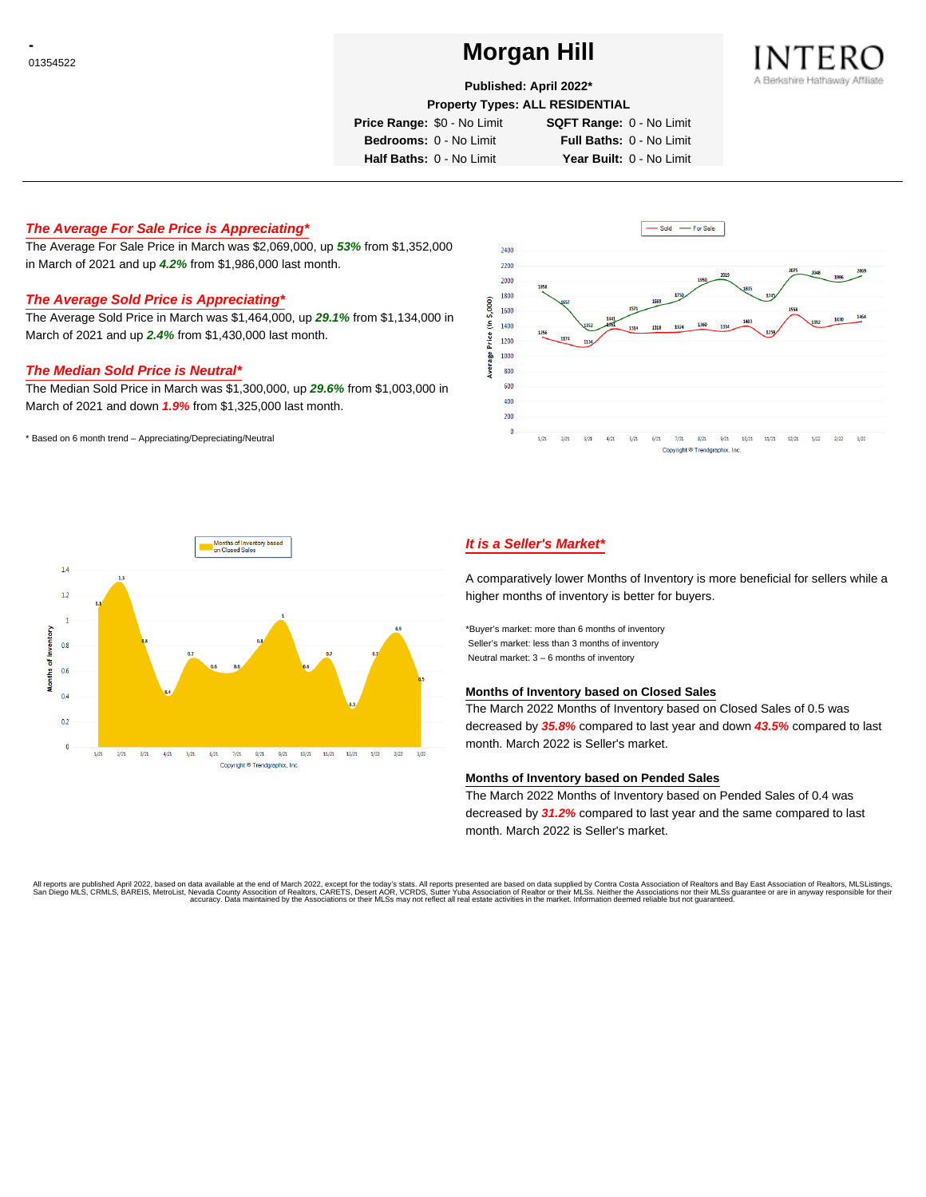\-
01354522

# Morgan Hill

**Published: April 2022***

**Property Types: ALL RESIDENTIAL**

| | | | |
|---|---|---|---|
| **Price Range:** | $0 - No Limit | **SQFT Range:** | 0 - No Limit |
| **Bedrooms:** | 0 - No Limit | **Full Baths:** | 0 - No Limit |
| **Half Baths:** | 0 - No Limit | **Year Built:** | 0 - No Limit |

INTERO
A Berkshire Hathaway Affiliate

### *The Average For Sale Price is Appreciating**

The Average For Sale Price in March was $2,069,000, up ***53%*** from $1,352,000 in March of 2021 and up ***4.2%*** from $1,986,000 last month.

### *The Average Sold Price is Appreciating**

The Average Sold Price in March was $1,464,000, up ***29.1%*** from $1,134,000 in March of 2021 and up ***2.4%*** from $1,430,000 last month.

### *The Median Sold Price is Neutral**

The Median Sold Price in March was $1,300,000, up ***29.6%*** from $1,003,000 in March of 2021 and down ***1.9%*** from $1,325,000 last month.

\* Based on 6 month trend – Appreciating/Depreciating/Neutral

### *It is a Seller's Market**

A comparatively lower Months of Inventory is more beneficial for sellers while a higher months of inventory is better for buyers.

\*Buyer's market: more than 6 months of inventory
Seller's market: less than 3 months of inventory
Neutral market: 3 – 6 months of inventory

#### Months of Inventory based on Closed Sales

The March 2022 Months of Inventory based on Closed Sales of 0.5 was decreased by ***35.8%*** compared to last year and down ***43.5%*** compared to last month. March 2022 is Seller's market.

#### Months of Inventory based on Pended Sales

The March 2022 Months of Inventory based on Pended Sales of 0.4 was decreased by ***31.2%*** compared to last year and the same compared to last month. March 2022 is Seller's market.

All reports are published April 2022, based on data available at the end of March 2022, except for the today's stats. All reports presented are based on data supplied by Contra Costa Association of Realtors and Bay East Association of Realtors, MLSListings, San Diego MLS, CRMLS, BAREIS, MetroList, Nevada County Association of Realtors, CARETS, Desert AOR, VCRDS, Sutter Yuba Association of Realtor or their MLSs. Neither the Associations nor their MLSs guarantee or are in anyway responsible for their accuracy. Data maintained by the Associations or their MLSs may not reflect all real estate activities in the market. Information deemed reliable but not guaranteed.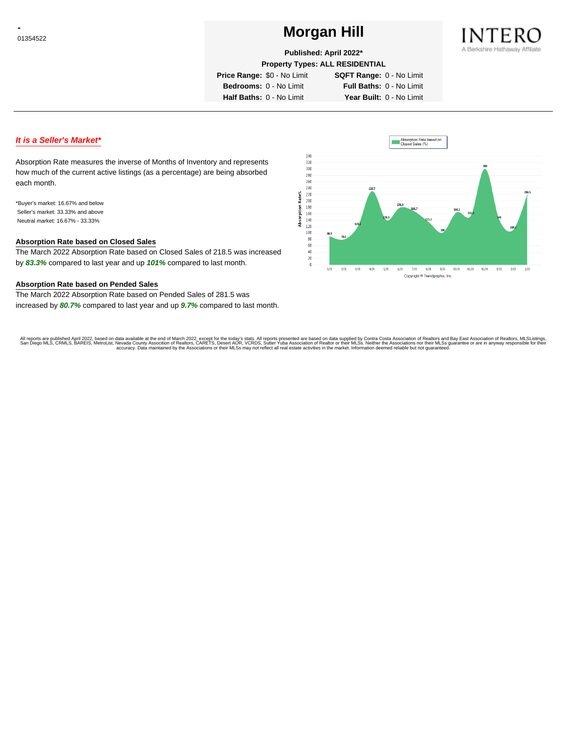-
01354522

# Morgan Hill

**Published: April 2022***

**Property Types: ALL RESIDENTIAL**

**Price Range:** $0 - No Limit **SQFT Range:** 0 - No Limit
**Bedrooms:** 0 - No Limit **Full Baths:** 0 - No Limit
**Half Baths:** 0 - No Limit **Year Built:** 0 - No Limit

INTERO
A Berkshire Hathaway Affiliate

## *It is a Seller's Market**

Absorption Rate measures the inverse of Months of Inventory and represents how much of the current active listings (as a percentage) are being absorbed each month.

*Buyer's market: 16.67% and below
Seller's market: 33.33% and above
Neutral market: 16.67% - 33.33%

### Absorption Rate based on Closed Sales

The March 2022 Absorption Rate based on Closed Sales of 218.5 was increased by ***83.3%*** compared to last year and up ***101%*** compared to last month.

### Absorption Rate based on Pended Sales

The March 2022 Absorption Rate based on Pended Sales of 281.5 was increased by ***80.7%*** compared to last year and up ***9.7%*** compared to last month.

Absorption Rate based on Closed Sales (%)

Absorption Rate%

0
20
40
60
80
100
120
140
160
180
200
220
240
260
280
300
320
340

88.9
78.6
119.2
229.7
139.5
178.9
166.7
135.3
100
164.1
151.5
300
140
108.7
218.5

1/21
2/21
3/21
4/21
5/21
6/21
7/21
8/21
9/21
10/21
11/21
12/21
1/22
2/22
3/22

Copyright ® Trendgraphix, Inc.

All reports are published April 2022, based on data available at the end of March 2022, except for the today's stats. All reports presented are based on data supplied by Contra Costa Association of Realtors and Bay East Association of Realtors, MLSListings, San Diego MLS, CRMLS, BAREIS, MetroList, Nevada County Associtionn of Realtors, CARETS, Desert AOR, VCRDS, Sutter Yuba Association of Realtor or their MLSs. Neither the Associations nor their MLSs guarantee or are in anyway responsible for their accuracy. Data maintained by the Associations or their MLSs may not reflect all real estate activities in the market. Information deemed reliable but not guaranteed.